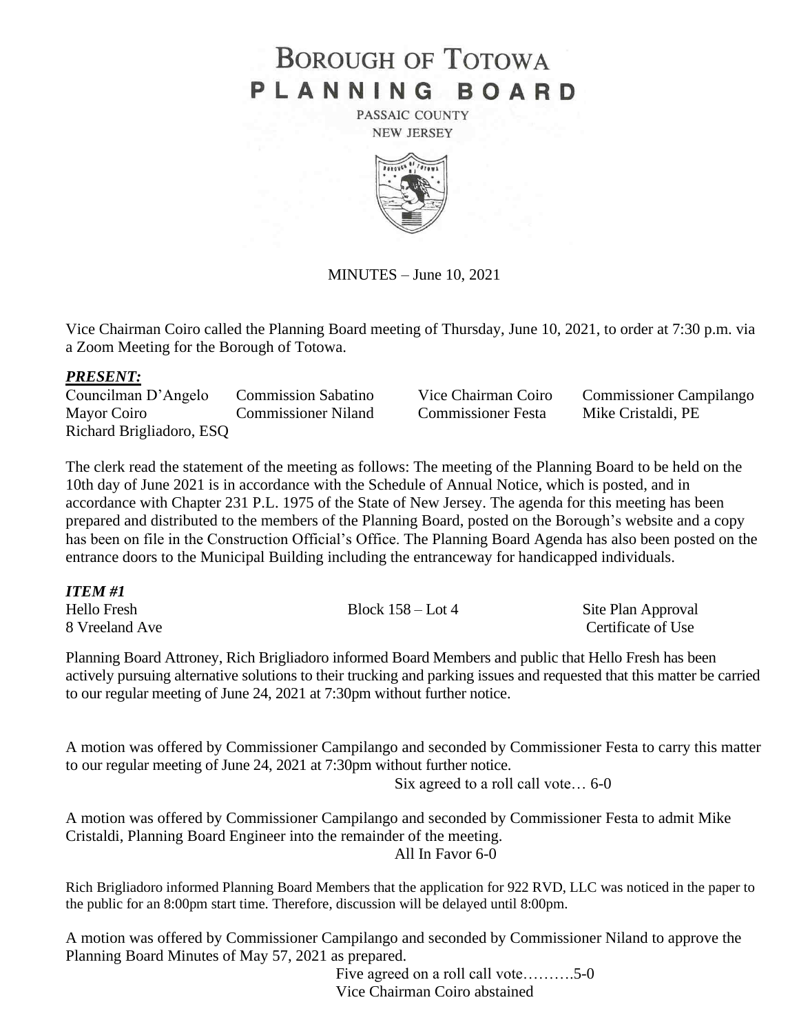# BOROUGH OF TOTOWA
# PLANNING BOARD

PASSAIC COUNTY
NEW JERSEY

MINUTES – June 10, 2021

Vice Chairman Coiro called the Planning Board meeting of Thursday, June 10, 2021, to order at 7:30 p.m. via a Zoom Meeting for the Borough of Totowa.

***PRESENT:***

| | | | |
|---|---|---|---|
| Councilman D'Angelo | Commission Sabatino | Vice Chairman Coiro | Commissioner Campilango |
| Mayor Coiro | Commissioner Niland | Commissioner Festa | Mike Cristaldi, PE |
| Richard Brigliadoro, ESQ | | | |

The clerk read the statement of the meeting as follows: The meeting of the Planning Board to be held on the 10th day of June 2021 is in accordance with the Schedule of Annual Notice, which is posted, and in accordance with Chapter 231 P.L. 1975 of the State of New Jersey. The agenda for this meeting has been prepared and distributed to the members of the Planning Board, posted on the Borough's website and a copy has been on file in the Construction Official's Office. The Planning Board Agenda has also been posted on the entrance doors to the Municipal Building including the entranceway for handicapped individuals.

***ITEM #1***

| | | |
|---|---|---|
| Hello Fresh | Block 158 – Lot 4 | Site Plan Approval |
| 8 Vreeland Ave | | Certificate of Use |

Planning Board Attroney, Rich Brigliadoro informed Board Members and public that Hello Fresh has been actively pursuing alternative solutions to their trucking and parking issues and requested that this matter be carried to our regular meeting of June 24, 2021 at 7:30pm without further notice.

A motion was offered by Commissioner Campilango and seconded by Commissioner Festa to carry this matter to our regular meeting of June 24, 2021 at 7:30pm without further notice.

Six agreed to a roll call vote… 6-0

A motion was offered by Commissioner Campilango and seconded by Commissioner Festa to admit Mike Cristaldi, Planning Board Engineer into the remainder of the meeting.

All In Favor 6-0

Rich Brigliadoro informed Planning Board Members that the application for 922 RVD, LLC was noticed in the paper to the public for an 8:00pm start time. Therefore, discussion will be delayed until 8:00pm.

A motion was offered by Commissioner Campilango and seconded by Commissioner Niland to approve the Planning Board Minutes of May 57, 2021 as prepared.

Five agreed on a roll call vote……….5-0
Vice Chairman Coiro abstained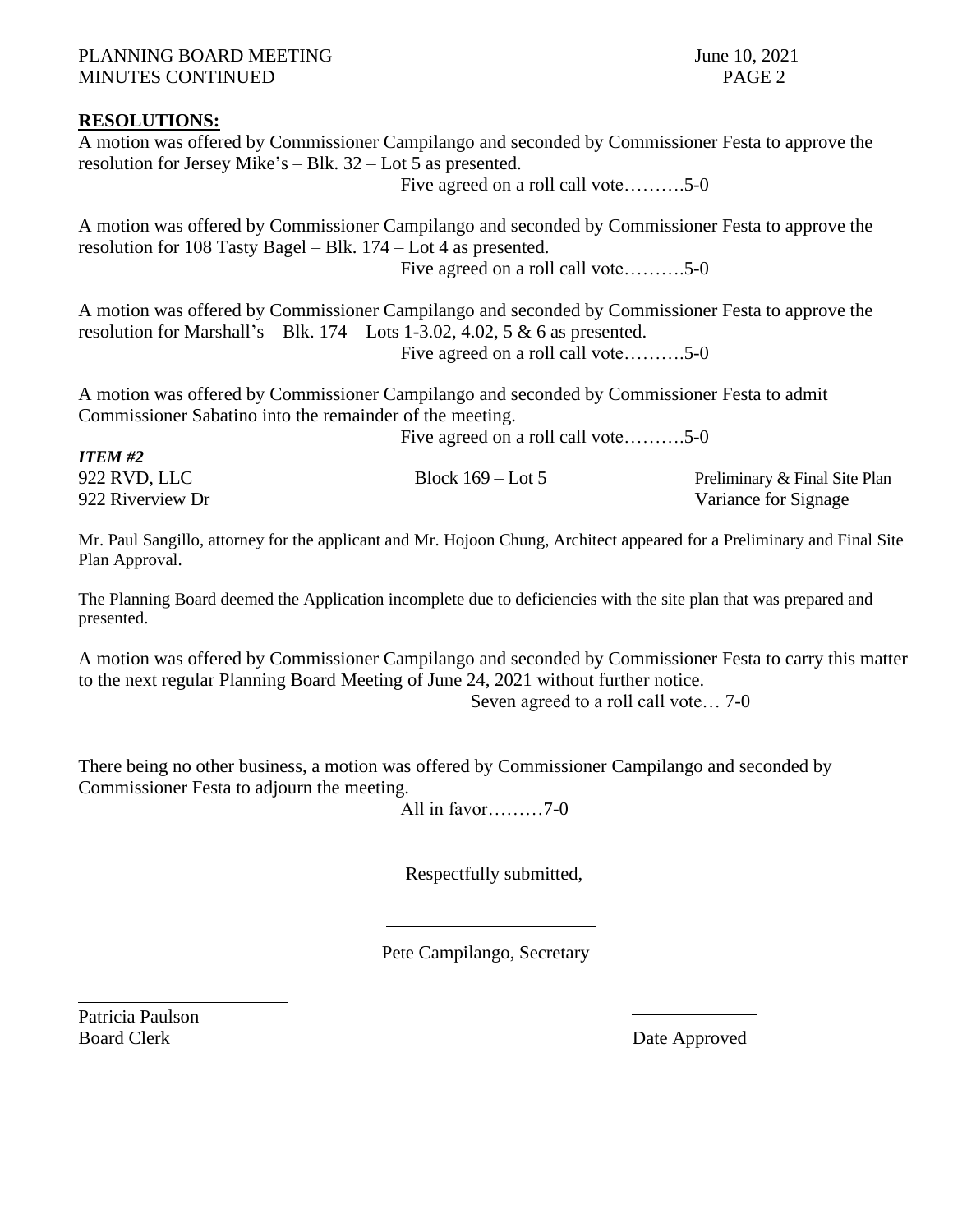## RESOLUTIONS:

A motion was offered by Commissioner Campilango and seconded by Commissioner Festa to approve the resolution for Jersey Mike's – Blk. 32 – Lot 5 as presented.

Five agreed on a roll call vote……….5-0

A motion was offered by Commissioner Campilango and seconded by Commissioner Festa to approve the resolution for 108 Tasty Bagel – Blk. 174 – Lot 4 as presented.

Five agreed on a roll call vote……….5-0

A motion was offered by Commissioner Campilango and seconded by Commissioner Festa to approve the resolution for Marshall's – Blk. 174 – Lots 1-3.02, 4.02, 5 & 6 as presented.

Five agreed on a roll call vote……….5-0

A motion was offered by Commissioner Campilango and seconded by Commissioner Festa to admit Commissioner Sabatino into the remainder of the meeting.

Five agreed on a roll call vote……….5-0

***ITEM #2***

| | | |
|---|---|---|
| 922 RVD, LLC | Block 169 – Lot 5 | Preliminary & Final Site Plan |
| 922 Riverview Dr | | Variance for Signage |

Mr. Paul Sangillo, attorney for the applicant and Mr. Hojoon Chung, Architect appeared for a Preliminary and Final Site Plan Approval.

The Planning Board deemed the Application incomplete due to deficiencies with the site plan that was prepared and presented.

A motion was offered by Commissioner Campilango and seconded by Commissioner Festa to carry this matter to the next regular Planning Board Meeting of June 24, 2021 without further notice.

Seven agreed to a roll call vote… 7-0

There being no other business, a motion was offered by Commissioner Campilango and seconded by Commissioner Festa to adjourn the meeting.

All in favor………7-0

Respectfully submitted,

\_\_\_\_\_\_\_\_\_\_\_\_\_\_\_\_\_\_\_\_\_\_\_\_

Pete Campilango, Secretary

\_\_\_\_\_\_\_\_\_\_\_\_\_\_\_\_\_\_\_\_\_\_\_\_

Patricia Paulson
Board Clerk

\_\_\_\_\_\_\_\_\_\_\_\_\_\_

Date Approved